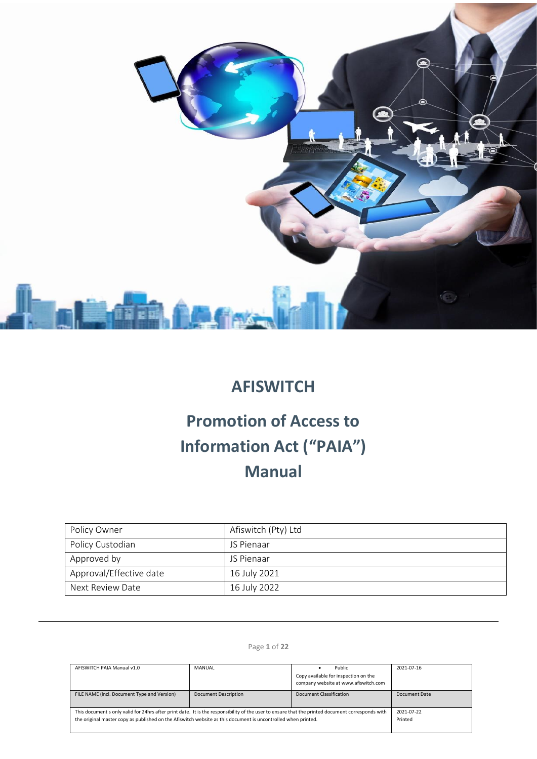# AFISWITCH

# Promotion of Access to Information Act ("PAIA") Manual

| Policy Owner | Afiswitch (Pty) Ltd |
|---|---|
| Policy Custodian | JS Pienaar |
| Approved by | JS Pienaar |
| Approval/Effective date | 16 July 2021 |
| Next Review Date | 16 July 2022 |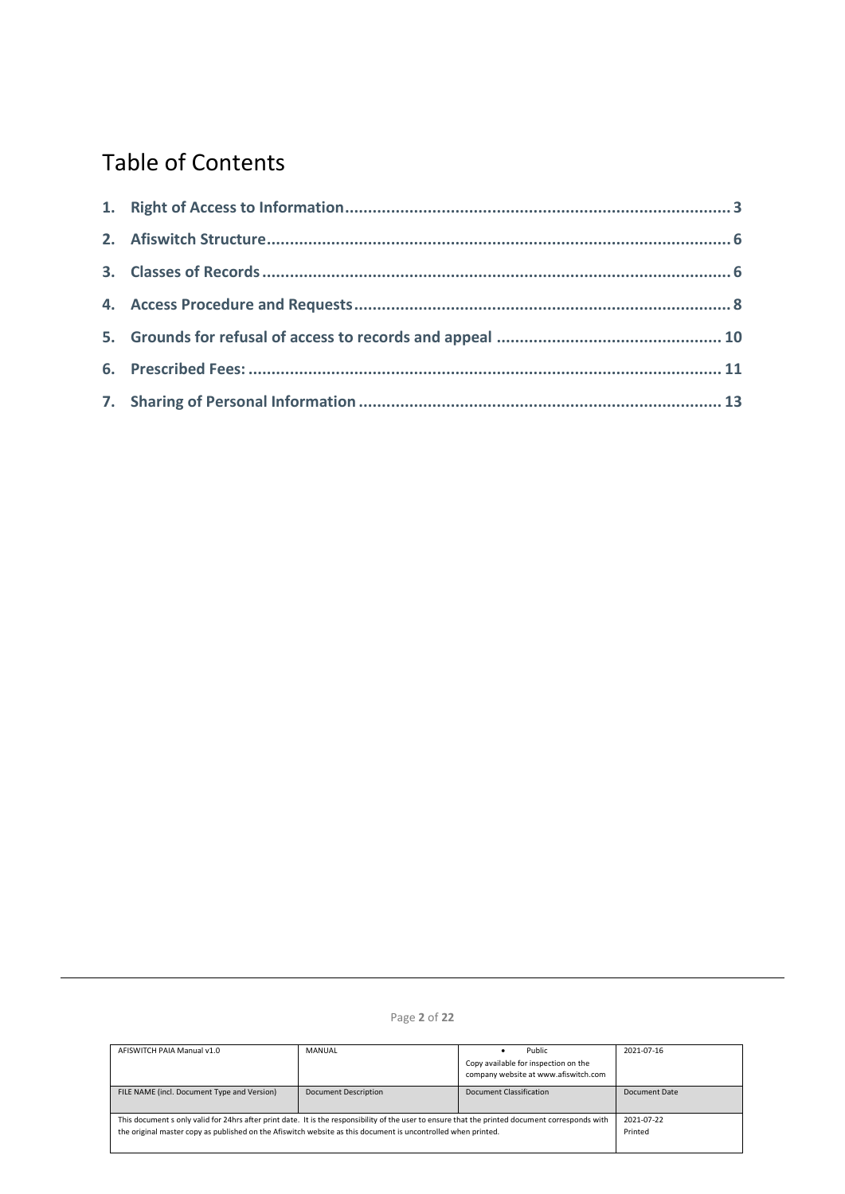# Table of Contents

1. **Right of Access to Information** ........................................................................................ 3
2. **Afiswitch Structure** ........................................................................................................... 6
3. **Classes of Records** ............................................................................................................ 6
4. **Access Procedure and Requests** ........................................................................................ 8
5. **Grounds for refusal of access to records and appeal** ...................................................... 10
6. **Prescribed Fees:** ............................................................................................................... 11
7. **Sharing of Personal Information** ....................................................................................... 13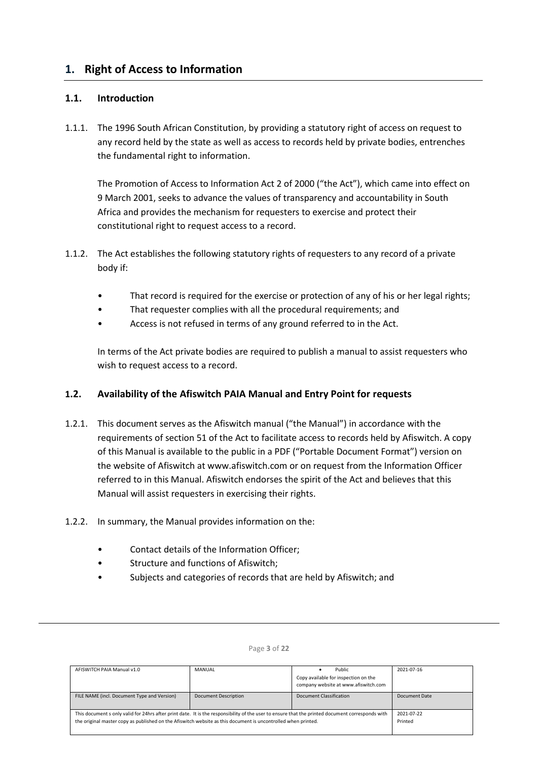# 1. Right of Access to Information

## 1.1. Introduction

1.1.1. The 1996 South African Constitution, by providing a statutory right of access on request to any record held by the state as well as access to records held by private bodies, entrenches the fundamental right to information.

The Promotion of Access to Information Act 2 of 2000 ("the Act"), which came into effect on 9 March 2001, seeks to advance the values of transparency and accountability in South Africa and provides the mechanism for requesters to exercise and protect their constitutional right to request access to a record.

1.1.2. The Act establishes the following statutory rights of requesters to any record of a private body if:

- That record is required for the exercise or protection of any of his or her legal rights;
- That requester complies with all the procedural requirements; and
- Access is not refused in terms of any ground referred to in the Act.

In terms of the Act private bodies are required to publish a manual to assist requesters who wish to request access to a record.

## 1.2. Availability of the Afiswitch PAIA Manual and Entry Point for requests

1.2.1. This document serves as the Afiswitch manual ("the Manual") in accordance with the requirements of section 51 of the Act to facilitate access to records held by Afiswitch. A copy of this Manual is available to the public in a PDF ("Portable Document Format") version on the website of Afiswitch at www.afiswitch.com or on request from the Information Officer referred to in this Manual. Afiswitch endorses the spirit of the Act and believes that this Manual will assist requesters in exercising their rights.

1.2.2. In summary, the Manual provides information on the:

- Contact details of the Information Officer;
- Structure and functions of Afiswitch;
- Subjects and categories of records that are held by Afiswitch; and

| AFISWITCH PAIA Manual v1.0 | MANUAL | • Public<br>Copy available for inspection on the company website at www.afiswitch.com | 2021-07-16 |
|---|---|---|---|
| FILE NAME (incl. Document Type and Version) | Document Description | Document Classification | Document Date |
| This document s only valid for 24hrs after print date. It is the responsibility of the user to ensure that the printed document corresponds with the original master copy as published on the Afiswitch website as this document is uncontrolled when printed. | | | 2021-07-22<br>Printed |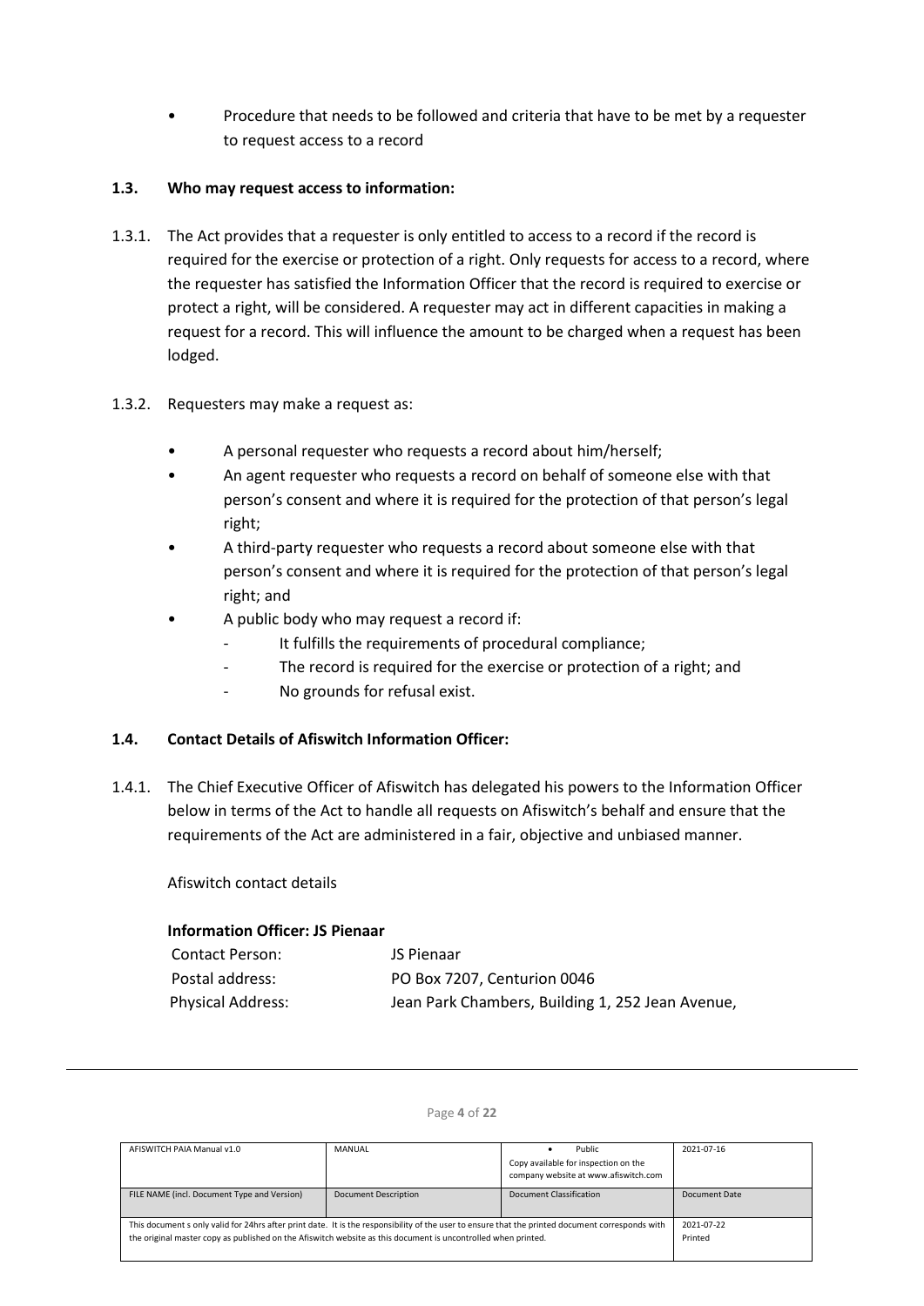- Procedure that needs to be followed and criteria that have to be met by a requester to request access to a record

### 1.3. Who may request access to information:

1.3.1. The Act provides that a requester is only entitled to access to a record if the record is required for the exercise or protection of a right. Only requests for access to a record, where the requester has satisfied the Information Officer that the record is required to exercise or protect a right, will be considered. A requester may act in different capacities in making a request for a record. This will influence the amount to be charged when a request has been lodged.

1.3.2. Requesters may make a request as:

- A personal requester who requests a record about him/herself;
- An agent requester who requests a record on behalf of someone else with that person's consent and where it is required for the protection of that person's legal right;
- A third-party requester who requests a record about someone else with that person's consent and where it is required for the protection of that person's legal right; and
- A public body who may request a record if:
  - It fulfills the requirements of procedural compliance;
  - The record is required for the exercise or protection of a right; and
  - No grounds for refusal exist.

### 1.4. Contact Details of Afiswitch Information Officer:

1.4.1. The Chief Executive Officer of Afiswitch has delegated his powers to the Information Officer below in terms of the Act to handle all requests on Afiswitch's behalf and ensure that the requirements of the Act are administered in a fair, objective and unbiased manner.

Afiswitch contact details

**Information Officer: JS Pienaar**

| | |
|---|---|
| Contact Person: | JS Pienaar |
| Postal address: | PO Box 7207, Centurion 0046 |
| Physical Address: | Jean Park Chambers, Building 1, 252 Jean Avenue, |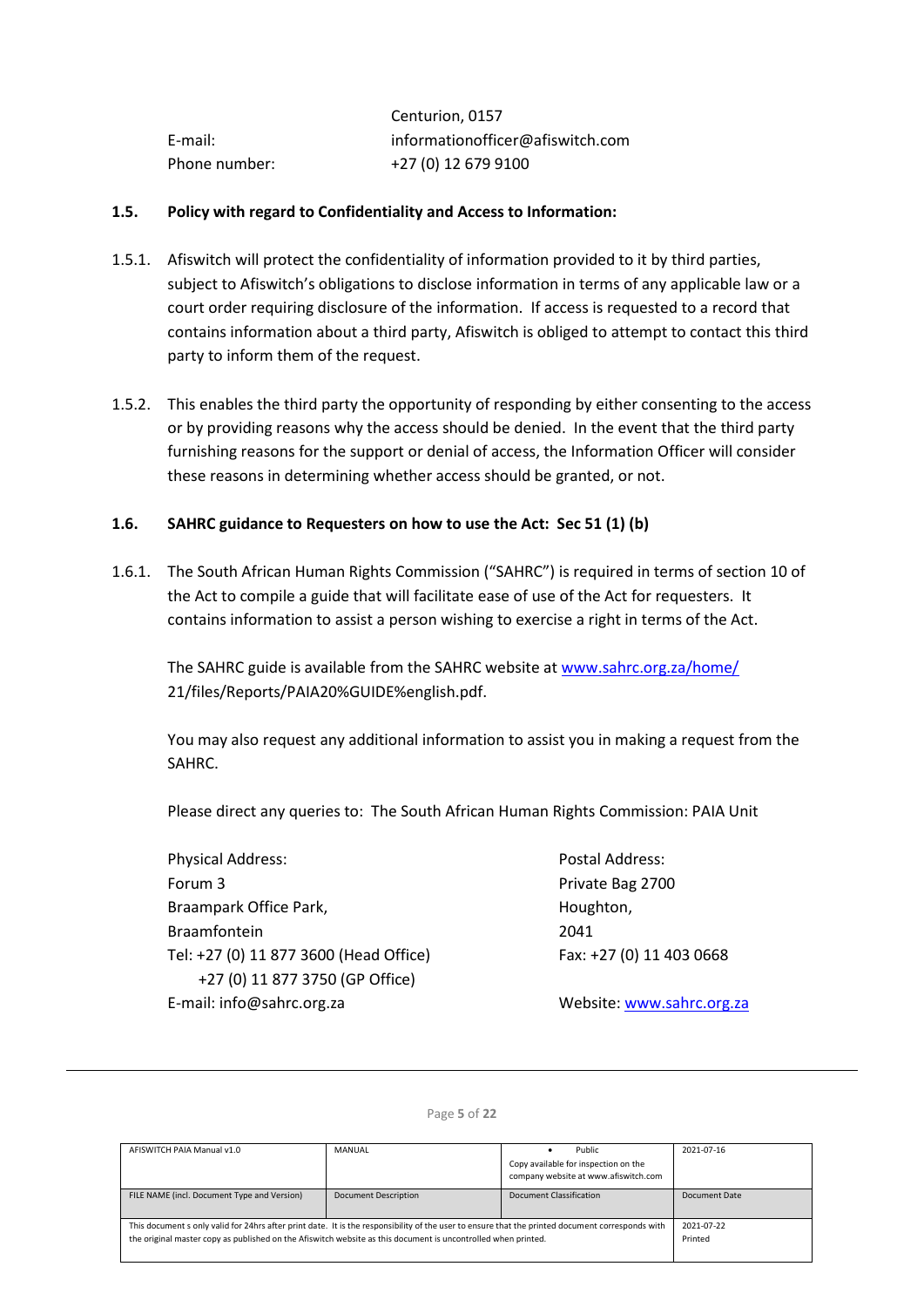Centurion, 0157

E-mail: informationofficer@afiswitch.com

Phone number: +27 (0) 12 679 9100

### 1.5. Policy with regard to Confidentiality and Access to Information:

1.5.1. Afiswitch will protect the confidentiality of information provided to it by third parties, subject to Afiswitch's obligations to disclose information in terms of any applicable law or a court order requiring disclosure of the information. If access is requested to a record that contains information about a third party, Afiswitch is obliged to attempt to contact this third party to inform them of the request.

1.5.2. This enables the third party the opportunity of responding by either consenting to the access or by providing reasons why the access should be denied. In the event that the third party furnishing reasons for the support or denial of access, the Information Officer will consider these reasons in determining whether access should be granted, or not.

### 1.6. SAHRC guidance to Requesters on how to use the Act: Sec 51 (1) (b)

1.6.1. The South African Human Rights Commission ("SAHRC") is required in terms of section 10 of the Act to compile a guide that will facilitate ease of use of the Act for requesters. It contains information to assist a person wishing to exercise a right in terms of the Act.

The SAHRC guide is available from the SAHRC website at www.sahrc.org.za/home/ 21/files/Reports/PAIA20%GUIDE%english.pdf.

You may also request any additional information to assist you in making a request from the SAHRC.

Please direct any queries to: The South African Human Rights Commission: PAIA Unit

Physical Address:
Forum 3
Braampark Office Park,
Braamfontein
Tel: +27 (0) 11 877 3600 (Head Office)
+27 (0) 11 877 3750 (GP Office)
E-mail: info@sahrc.org.za

Postal Address:
Private Bag 2700
Houghton,
2041
Fax: +27 (0) 11 403 0668

Website: www.sahrc.org.za

| AFISWITCH PAIA Manual v1.0 | MANUAL | • Public<br>Copy available for inspection on the company website at www.afiswitch.com | 2021-07-16 |
|---|---|---|---|
| FILE NAME (incl. Document Type and Version) | Document Description | Document Classification | Document Date |
| This document s only valid for 24hrs after print date. It is the responsibility of the user to ensure that the printed document corresponds with the original master copy as published on the Afiswitch website as this document is uncontrolled when printed. | | | 2021-07-22<br>Printed |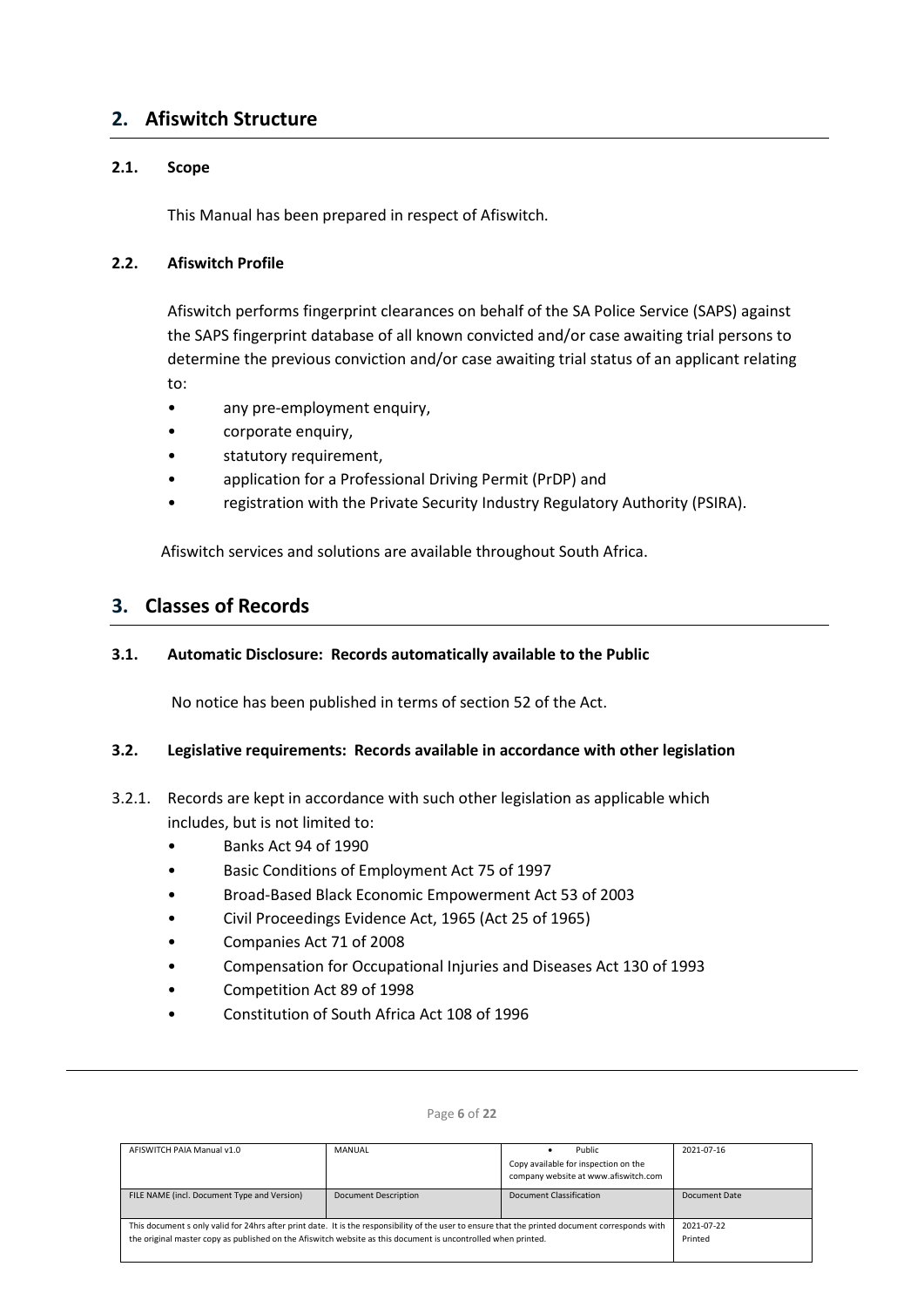## 2. Afiswitch Structure

### 2.1. Scope

This Manual has been prepared in respect of Afiswitch.

### 2.2. Afiswitch Profile

Afiswitch performs fingerprint clearances on behalf of the SA Police Service (SAPS) against the SAPS fingerprint database of all known convicted and/or case awaiting trial persons to determine the previous conviction and/or case awaiting trial status of an applicant relating to:

- any pre-employment enquiry,
- corporate enquiry,
- statutory requirement,
- application for a Professional Driving Permit (PrDP) and
- registration with the Private Security Industry Regulatory Authority (PSIRA).

Afiswitch services and solutions are available throughout South Africa.

## 3. Classes of Records

### 3.1. Automatic Disclosure: Records automatically available to the Public

No notice has been published in terms of section 52 of the Act.

### 3.2. Legislative requirements: Records available in accordance with other legislation

3.2.1. Records are kept in accordance with such other legislation as applicable which includes, but is not limited to:

- Banks Act 94 of 1990
- Basic Conditions of Employment Act 75 of 1997
- Broad-Based Black Economic Empowerment Act 53 of 2003
- Civil Proceedings Evidence Act, 1965 (Act 25 of 1965)
- Companies Act 71 of 2008
- Compensation for Occupational Injuries and Diseases Act 130 of 1993
- Competition Act 89 of 1998
- Constitution of South Africa Act 108 of 1996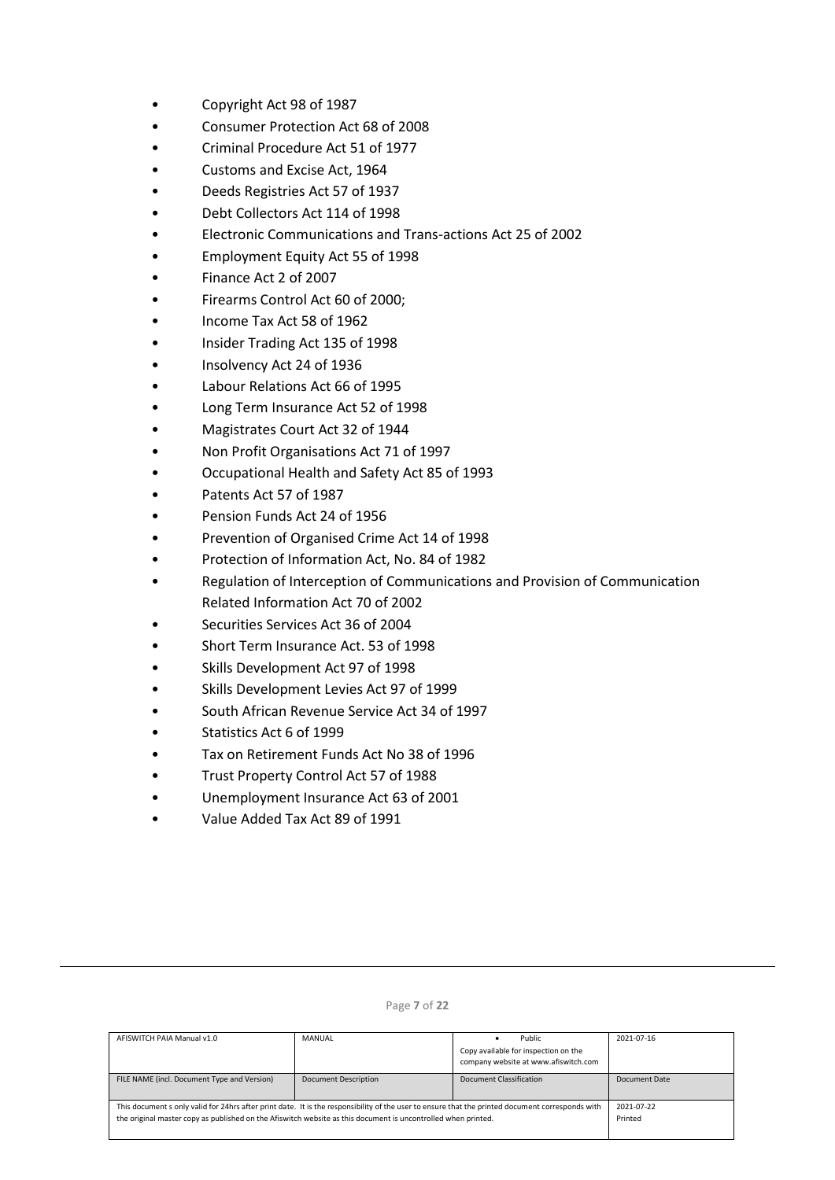- Copyright Act 98 of 1987
- Consumer Protection Act 68 of 2008
- Criminal Procedure Act 51 of 1977
- Customs and Excise Act, 1964
- Deeds Registries Act 57 of 1937
- Debt Collectors Act 114 of 1998
- Electronic Communications and Trans-actions Act 25 of 2002
- Employment Equity Act 55 of 1998
- Finance Act 2 of 2007
- Firearms Control Act 60 of 2000;
- Income Tax Act 58 of 1962
- Insider Trading Act 135 of 1998
- Insolvency Act 24 of 1936
- Labour Relations Act 66 of 1995
- Long Term Insurance Act 52 of 1998
- Magistrates Court Act 32 of 1944
- Non Profit Organisations Act 71 of 1997
- Occupational Health and Safety Act 85 of 1993
- Patents Act 57 of 1987
- Pension Funds Act 24 of 1956
- Prevention of Organised Crime Act 14 of 1998
- Protection of Information Act, No. 84 of 1982
- Regulation of Interception of Communications and Provision of Communication Related Information Act 70 of 2002
- Securities Services Act 36 of 2004
- Short Term Insurance Act. 53 of 1998
- Skills Development Act 97 of 1998
- Skills Development Levies Act 97 of 1999
- South African Revenue Service Act 34 of 1997
- Statistics Act 6 of 1999
- Tax on Retirement Funds Act No 38 of 1996
- Trust Property Control Act 57 of 1988
- Unemployment Insurance Act 63 of 2001
- Value Added Tax Act 89 of 1991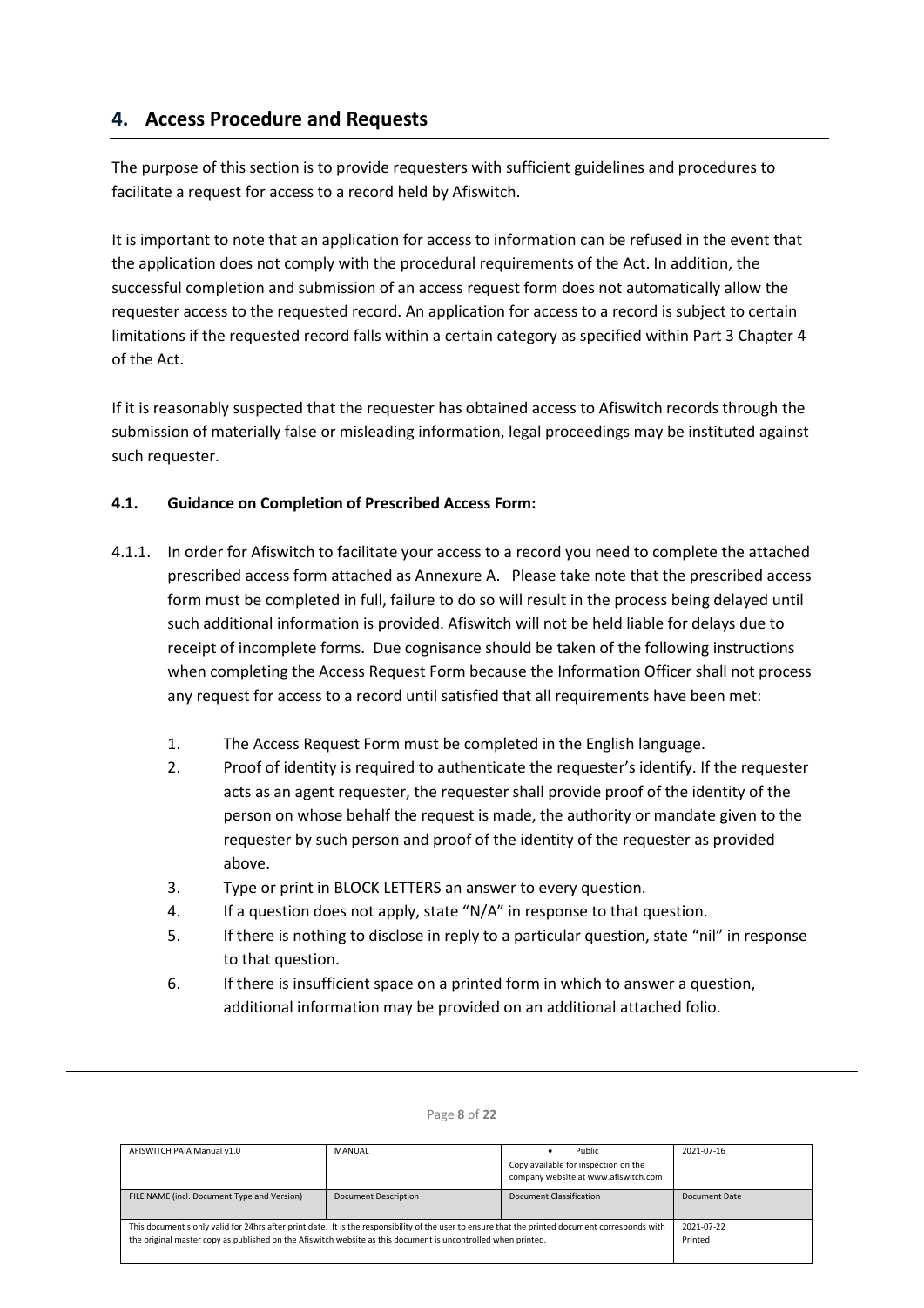## 4. Access Procedure and Requests

The purpose of this section is to provide requesters with sufficient guidelines and procedures to facilitate a request for access to a record held by Afiswitch.

It is important to note that an application for access to information can be refused in the event that the application does not comply with the procedural requirements of the Act. In addition, the successful completion and submission of an access request form does not automatically allow the requester access to the requested record. An application for access to a record is subject to certain limitations if the requested record falls within a certain category as specified within Part 3 Chapter 4 of the Act.

If it is reasonably suspected that the requester has obtained access to Afiswitch records through the submission of materially false or misleading information, legal proceedings may be instituted against such requester.

### 4.1. Guidance on Completion of Prescribed Access Form:

4.1.1. In order for Afiswitch to facilitate your access to a record you need to complete the attached prescribed access form attached as Annexure A. Please take note that the prescribed access form must be completed in full, failure to do so will result in the process being delayed until such additional information is provided. Afiswitch will not be held liable for delays due to receipt of incomplete forms. Due cognisance should be taken of the following instructions when completing the Access Request Form because the Information Officer shall not process any request for access to a record until satisfied that all requirements have been met:

1. The Access Request Form must be completed in the English language.
2. Proof of identity is required to authenticate the requester's identify. If the requester acts as an agent requester, the requester shall provide proof of the identity of the person on whose behalf the request is made, the authority or mandate given to the requester by such person and proof of the identity of the requester as provided above.
3. Type or print in BLOCK LETTERS an answer to every question.
4. If a question does not apply, state "N/A" in response to that question.
5. If there is nothing to disclose in reply to a particular question, state "nil" in response to that question.
6. If there is insufficient space on a printed form in which to answer a question, additional information may be provided on an additional attached folio.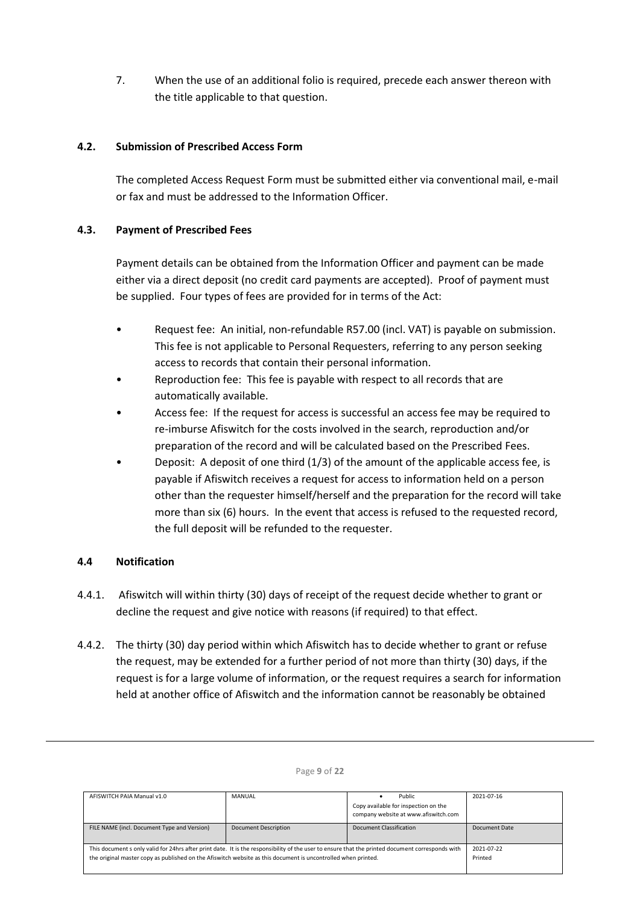7. When the use of an additional folio is required, precede each answer thereon with the title applicable to that question.

### 4.2. Submission of Prescribed Access Form

The completed Access Request Form must be submitted either via conventional mail, e-mail or fax and must be addressed to the Information Officer.

### 4.3. Payment of Prescribed Fees

Payment details can be obtained from the Information Officer and payment can be made either via a direct deposit (no credit card payments are accepted). Proof of payment must be supplied. Four types of fees are provided for in terms of the Act:

- Request fee: An initial, non-refundable R57.00 (incl. VAT) is payable on submission. This fee is not applicable to Personal Requesters, referring to any person seeking access to records that contain their personal information.
- Reproduction fee: This fee is payable with respect to all records that are automatically available.
- Access fee: If the request for access is successful an access fee may be required to re-imburse Afiswitch for the costs involved in the search, reproduction and/or preparation of the record and will be calculated based on the Prescribed Fees.
- Deposit: A deposit of one third (1/3) of the amount of the applicable access fee, is payable if Afiswitch receives a request for access to information held on a person other than the requester himself/herself and the preparation for the record will take more than six (6) hours. In the event that access is refused to the requested record, the full deposit will be refunded to the requester.

### 4.4 Notification

4.4.1. Afiswitch will within thirty (30) days of receipt of the request decide whether to grant or decline the request and give notice with reasons (if required) to that effect.

4.4.2. The thirty (30) day period within which Afiswitch has to decide whether to grant or refuse the request, may be extended for a further period of not more than thirty (30) days, if the request is for a large volume of information, or the request requires a search for information held at another office of Afiswitch and the information cannot be reasonably be obtained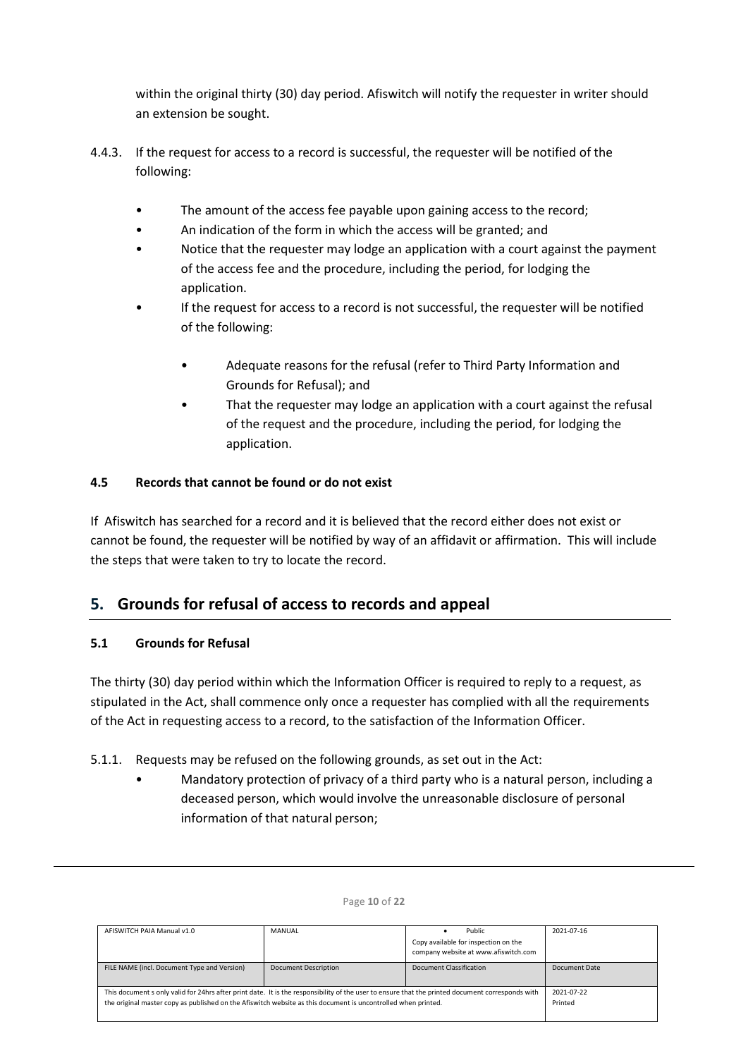within the original thirty (30) day period. Afiswitch will notify the requester in writer should an extension be sought.

4.4.3. If the request for access to a record is successful, the requester will be notified of the following:

- The amount of the access fee payable upon gaining access to the record;
- An indication of the form in which the access will be granted; and
- Notice that the requester may lodge an application with a court against the payment of the access fee and the procedure, including the period, for lodging the application.
- If the request for access to a record is not successful, the requester will be notified of the following:
    - Adequate reasons for the refusal (refer to Third Party Information and Grounds for Refusal); and
    - That the requester may lodge an application with a court against the refusal of the request and the procedure, including the period, for lodging the application.

### 4.5 Records that cannot be found or do not exist

If Afiswitch has searched for a record and it is believed that the record either does not exist or cannot be found, the requester will be notified by way of an affidavit or affirmation. This will include the steps that were taken to try to locate the record.

## 5. Grounds for refusal of access to records and appeal

### 5.1 Grounds for Refusal

The thirty (30) day period within which the Information Officer is required to reply to a request, as stipulated in the Act, shall commence only once a requester has complied with all the requirements of the Act in requesting access to a record, to the satisfaction of the Information Officer.

5.1.1. Requests may be refused on the following grounds, as set out in the Act:

- Mandatory protection of privacy of a third party who is a natural person, including a deceased person, which would involve the unreasonable disclosure of personal information of that natural person;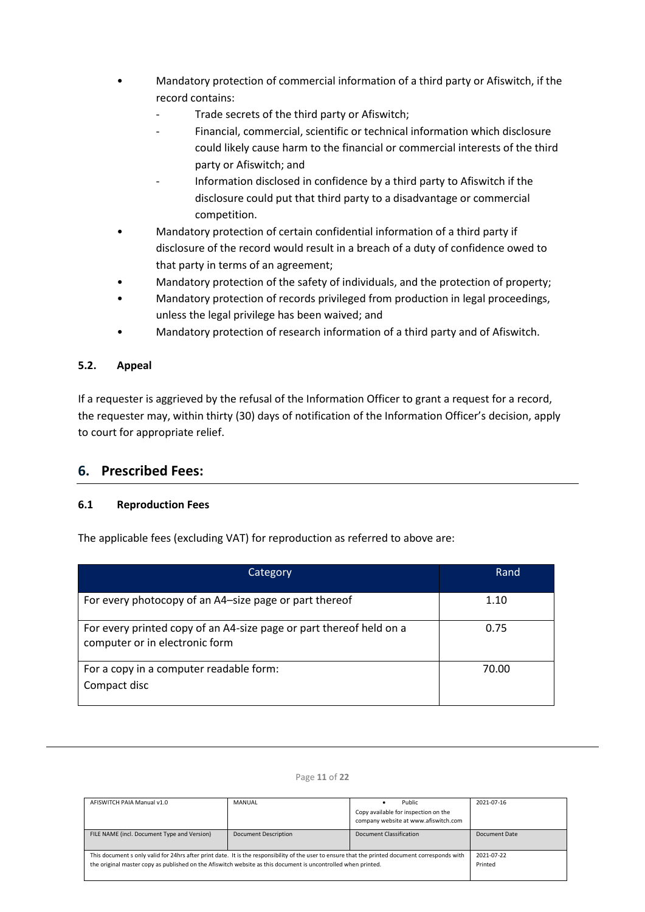- Mandatory protection of commercial information of a third party or Afiswitch, if the record contains:
    - Trade secrets of the third party or Afiswitch;
    - Financial, commercial, scientific or technical information which disclosure could likely cause harm to the financial or commercial interests of the third party or Afiswitch; and
    - Information disclosed in confidence by a third party to Afiswitch if the disclosure could put that third party to a disadvantage or commercial competition.
- Mandatory protection of certain confidential information of a third party if disclosure of the record would result in a breach of a duty of confidence owed to that party in terms of an agreement;
- Mandatory protection of the safety of individuals, and the protection of property;
- Mandatory protection of records privileged from production in legal proceedings, unless the legal privilege has been waived; and
- Mandatory protection of research information of a third party and of Afiswitch.

### 5.2. Appeal

If a requester is aggrieved by the refusal of the Information Officer to grant a request for a record, the requester may, within thirty (30) days of notification of the Information Officer's decision, apply to court for appropriate relief.

## 6. Prescribed Fees:

### 6.1 Reproduction Fees

The applicable fees (excluding VAT) for reproduction as referred to above are:

| Category | Rand |
|---|---|
| For every photocopy of an A4–size page or part thereof | 1.10 |
| For every printed copy of an A4-size page or part thereof held on a computer or in electronic form | 0.75 |
| For a copy in a computer readable form: Compact disc | 70.00 |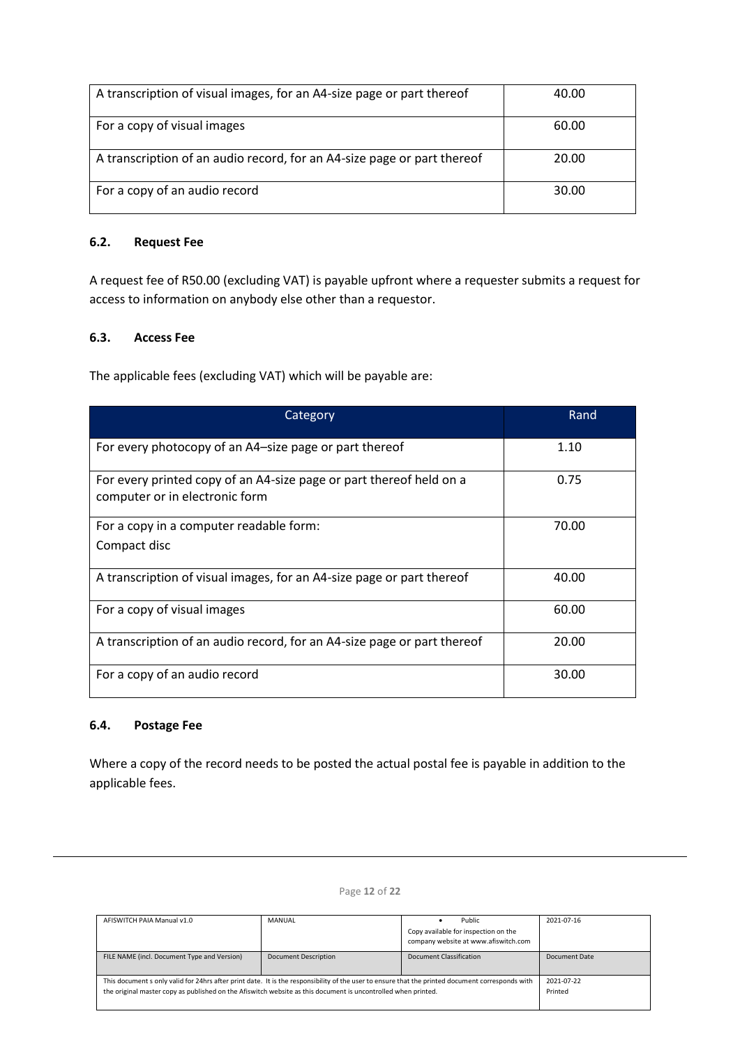| A transcription of visual images, for an A4-size page or part thereof | 40.00 |
|---|---|
| For a copy of visual images | 60.00 |
| A transcription of an audio record, for an A4-size page or part thereof | 20.00 |
| For a copy of an audio record | 30.00 |

### 6.2. Request Fee

A request fee of R50.00 (excluding VAT) is payable upfront where a requester submits a request for access to information on anybody else other than a requestor.

### 6.3. Access Fee

The applicable fees (excluding VAT) which will be payable are:

| Category | Rand |
|---|---|
| For every photocopy of an A4–size page or part thereof | 1.10 |
| For every printed copy of an A4-size page or part thereof held on a computer or in electronic form | 0.75 |
| For a copy in a computer readable form: Compact disc | 70.00 |
| A transcription of visual images, for an A4-size page or part thereof | 40.00 |
| For a copy of visual images | 60.00 |
| A transcription of an audio record, for an A4-size page or part thereof | 20.00 |
| For a copy of an audio record | 30.00 |

### 6.4. Postage Fee

Where a copy of the record needs to be posted the actual postal fee is payable in addition to the applicable fees.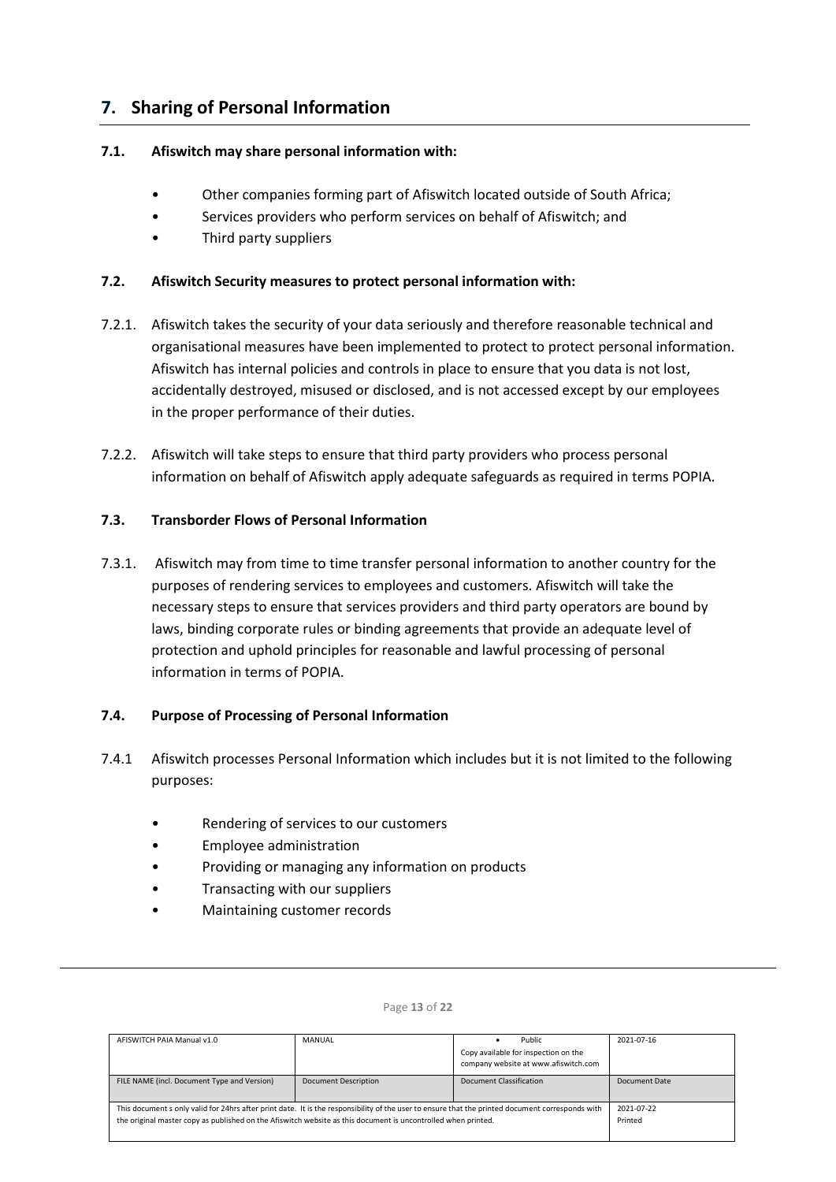## 7. Sharing of Personal Information

### 7.1. Afiswitch may share personal information with:

- Other companies forming part of Afiswitch located outside of South Africa;
- Services providers who perform services on behalf of Afiswitch; and
- Third party suppliers

### 7.2. Afiswitch Security measures to protect personal information with:

7.2.1. Afiswitch takes the security of your data seriously and therefore reasonable technical and organisational measures have been implemented to protect to protect personal information. Afiswitch has internal policies and controls in place to ensure that you data is not lost, accidentally destroyed, misused or disclosed, and is not accessed except by our employees in the proper performance of their duties.

7.2.2. Afiswitch will take steps to ensure that third party providers who process personal information on behalf of Afiswitch apply adequate safeguards as required in terms POPIA.

### 7.3. Transborder Flows of Personal Information

7.3.1. Afiswitch may from time to time transfer personal information to another country for the purposes of rendering services to employees and customers. Afiswitch will take the necessary steps to ensure that services providers and third party operators are bound by laws, binding corporate rules or binding agreements that provide an adequate level of protection and uphold principles for reasonable and lawful processing of personal information in terms of POPIA.

### 7.4. Purpose of Processing of Personal Information

7.4.1 Afiswitch processes Personal Information which includes but it is not limited to the following purposes:

- Rendering of services to our customers
- Employee administration
- Providing or managing any information on products
- Transacting with our suppliers
- Maintaining customer records

| AFISWITCH PAIA Manual v1.0 | MANUAL | • Public<br>Copy available for inspection on the company website at www.afiswitch.com | 2021-07-16 |
|---|---|---|---|
| FILE NAME (incl. Document Type and Version) | Document Description | Document Classification | Document Date |
| This document s only valid for 24hrs after print date. It is the responsibility of the user to ensure that the printed document corresponds with the original master copy as published on the Afiswitch website as this document is uncontrolled when printed. | | | 2021-07-22<br>Printed |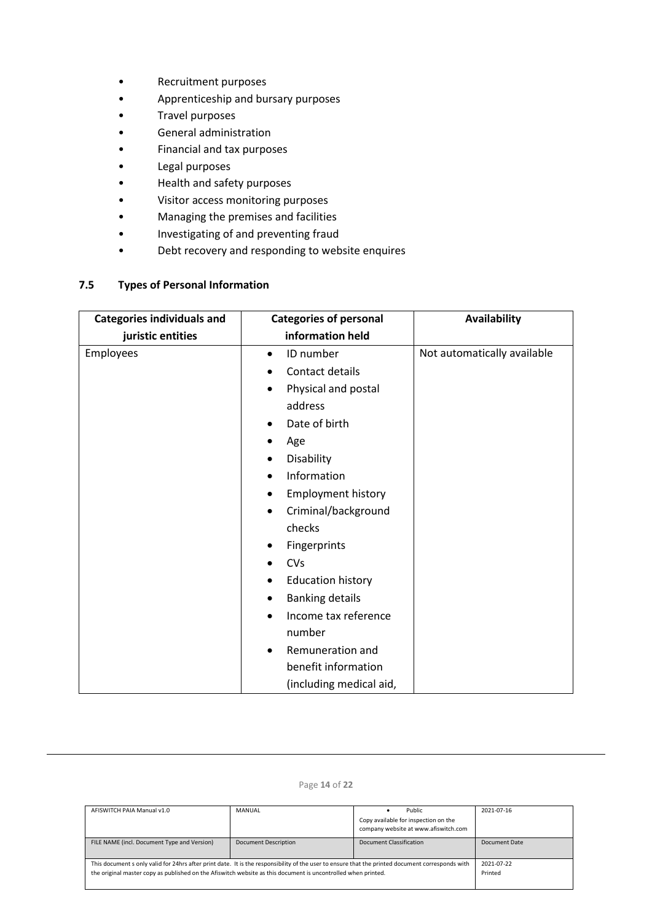- Recruitment purposes
- Apprenticeship and bursary purposes
- Travel purposes
- General administration
- Financial and tax purposes
- Legal purposes
- Health and safety purposes
- Visitor access monitoring purposes
- Managing the premises and facilities
- Investigating of and preventing fraud
- Debt recovery and responding to website enquires

### 7.5 Types of Personal Information

| Categories individuals and juristic entities | Categories of personal information held | Availability |
|---|---|---|
| Employees | • ID number<br>• Contact details<br>• Physical and postal address<br>• Date of birth<br>• Age<br>• Disability<br>• Information<br>• Employment history<br>• Criminal/background checks<br>• Fingerprints<br>• CVs<br>• Education history<br>• Banking details<br>• Income tax reference number<br>• Remuneration and benefit information (including medical aid, | Not automatically available |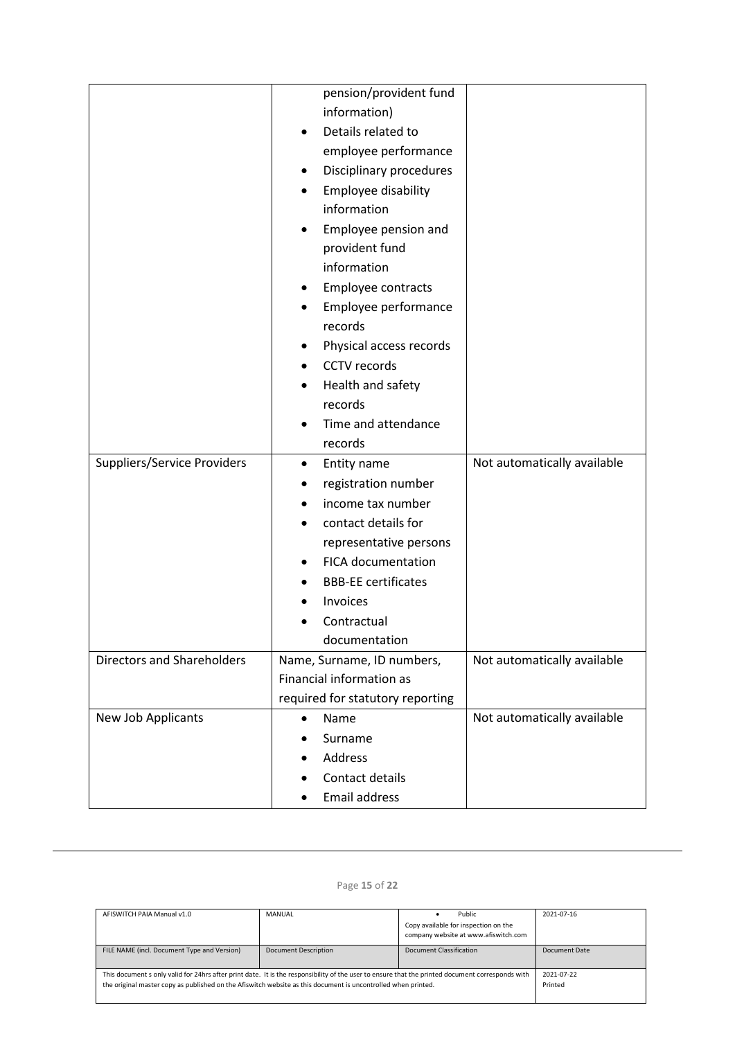| | | |
|---|---|---|
| | pension/provident fund information)<br>• Details related to employee performance<br>• Disciplinary procedures<br>• Employee disability information<br>• Employee pension and provident fund information<br>• Employee contracts<br>• Employee performance records<br>• Physical access records<br>• CCTV records<br>• Health and safety records<br>• Time and attendance records | |
| Suppliers/Service Providers | • Entity name<br>• registration number<br>• income tax number<br>• contact details for representative persons<br>• FICA documentation<br>• BBB-EE certificates<br>• Invoices<br>• Contractual documentation | Not automatically available |
| Directors and Shareholders | Name, Surname, ID numbers, Financial information as required for statutory reporting | Not automatically available |
| New Job Applicants | • Name<br>• Surname<br>• Address<br>• Contact details<br>• Email address | Not automatically available |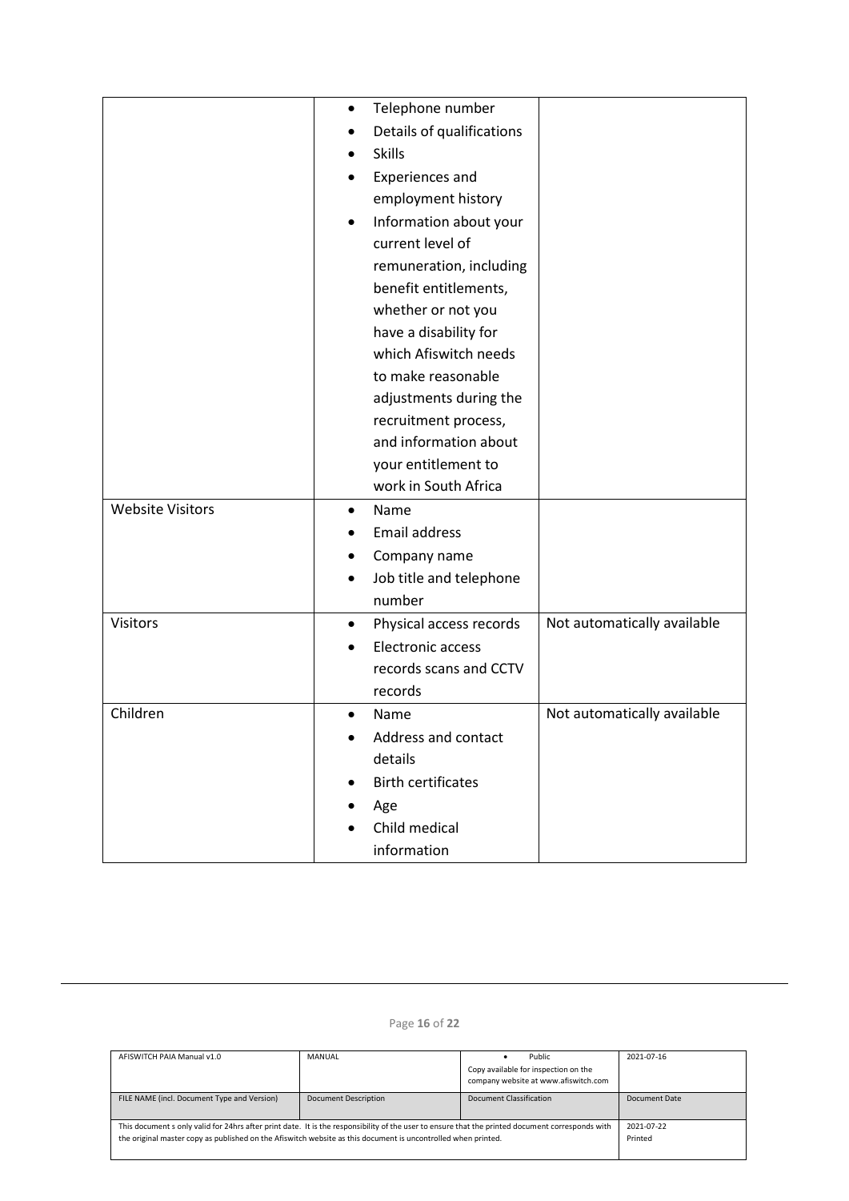| | | |
|---|---|---|
| | • Telephone number<br>• Details of qualifications<br>• Skills<br>• Experiences and employment history<br>• Information about your current level of remuneration, including benefit entitlements, whether or not you have a disability for which Afiswitch needs to make reasonable adjustments during the recruitment process, and information about your entitlement to work in South Africa | |
| Website Visitors | • Name<br>• Email address<br>• Company name<br>• Job title and telephone number | |
| Visitors | • Physical access records<br>• Electronic access records scans and CCTV records | Not automatically available |
| Children | • Name<br>• Address and contact details<br>• Birth certificates<br>• Age<br>• Child medical information | Not automatically available |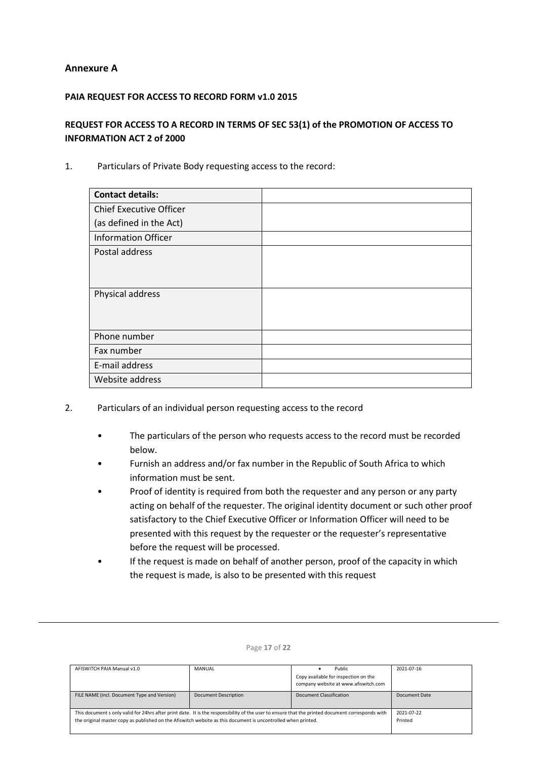## Annexure A

**PAIA REQUEST FOR ACCESS TO RECORD FORM v1.0 2015**

**REQUEST FOR ACCESS TO A RECORD IN TERMS OF SEC 53(1) of the PROMOTION OF ACCESS TO INFORMATION ACT 2 of 2000**

1. Particulars of Private Body requesting access to the record:

| **Contact details:** | |
|---|---|
| Chief Executive Officer (as defined in the Act) | |
| Information Officer | |
| Postal address | |
| Physical address | |
| Phone number | |
| Fax number | |
| E-mail address | |
| Website address | |

2. Particulars of an individual person requesting access to the record

- The particulars of the person who requests access to the record must be recorded below.
- Furnish an address and/or fax number in the Republic of South Africa to which information must be sent.
- Proof of identity is required from both the requester and any person or any party acting on behalf of the requester. The original identity document or such other proof satisfactory to the Chief Executive Officer or Information Officer will need to be presented with this request by the requester or the requester's representative before the request will be processed.
- If the request is made on behalf of another person, proof of the capacity in which the request is made, is also to be presented with this request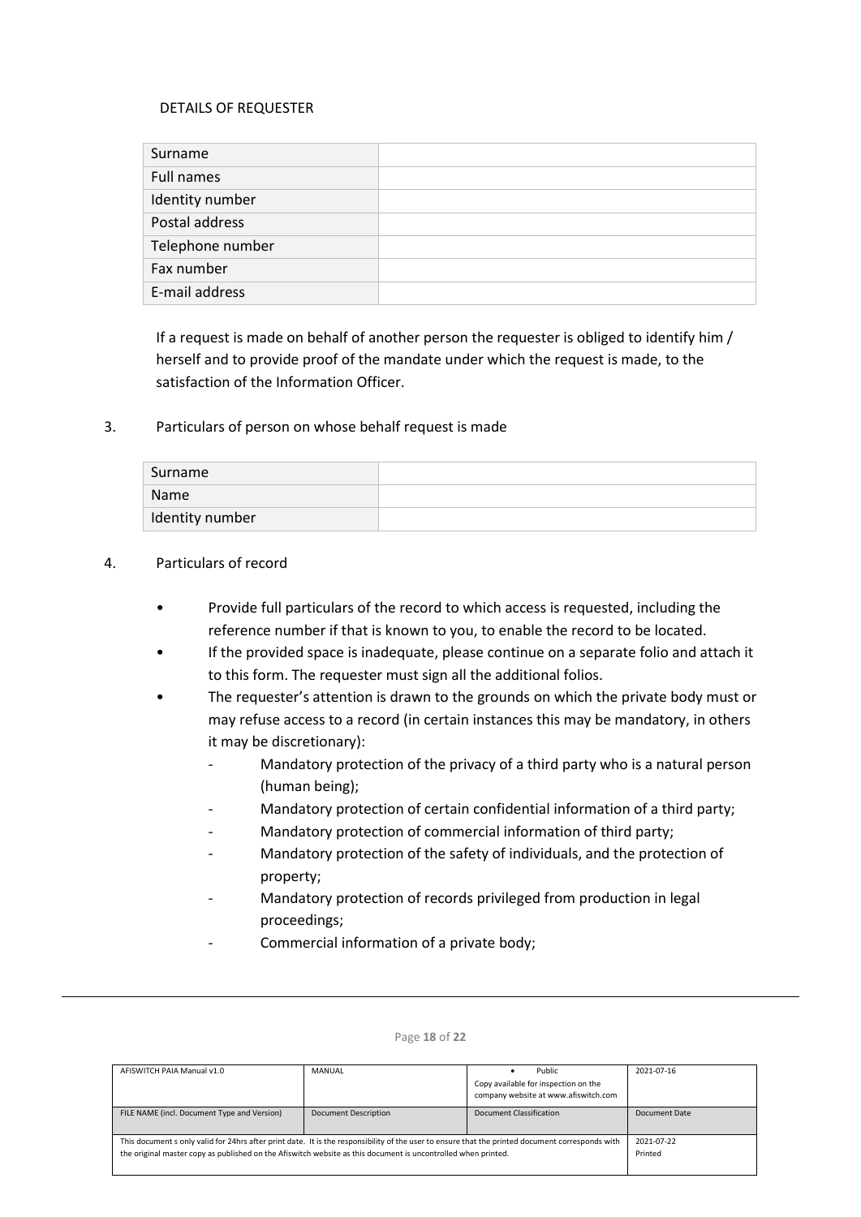DETAILS OF REQUESTER

| Surname | |
|---|---|
| Full names | |
| Identity number | |
| Postal address | |
| Telephone number | |
| Fax number | |
| E-mail address | |

If a request is made on behalf of another person the requester is obliged to identify him / herself and to provide proof of the mandate under which the request is made, to the satisfaction of the Information Officer.

3. Particulars of person on whose behalf request is made

| Surname | |
|---|---|
| Name | |
| Identity number | |

4. Particulars of record

- Provide full particulars of the record to which access is requested, including the reference number if that is known to you, to enable the record to be located.
- If the provided space is inadequate, please continue on a separate folio and attach it to this form. The requester must sign all the additional folios.
- The requester's attention is drawn to the grounds on which the private body must or may refuse access to a record (in certain instances this may be mandatory, in others it may be discretionary):
  - Mandatory protection of the privacy of a third party who is a natural person (human being);
  - Mandatory protection of certain confidential information of a third party;
  - Mandatory protection of commercial information of third party;
  - Mandatory protection of the safety of individuals, and the protection of property;
  - Mandatory protection of records privileged from production in legal proceedings;
  - Commercial information of a private body;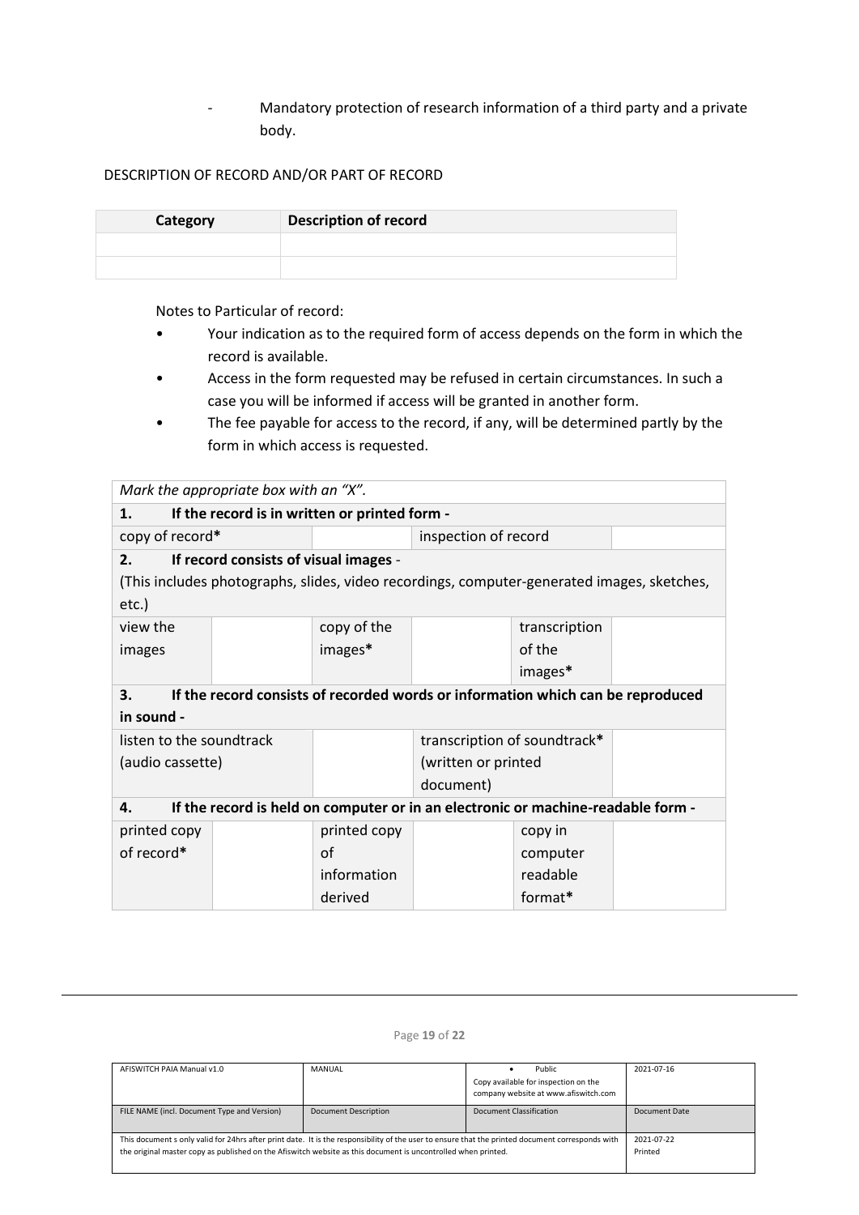- Mandatory protection of research information of a third party and a private body.

DESCRIPTION OF RECORD AND/OR PART OF RECORD

| Category | Description of record |
|---|---|
| | |
| | |

Notes to Particular of record:

- Your indication as to the required form of access depends on the form in which the record is available.
- Access in the form requested may be refused in certain circumstances. In such a case you will be informed if access will be granted in another form.
- The fee payable for access to the record, if any, will be determined partly by the form in which access is requested.

| *Mark the appropriate box with an "X".* | | | | | |
|---|---|---|---|---|---|
| **1. If the record is in written or printed form -** | | | | | |
| copy of record* | | | inspection of record | | |
| **2. If record consists of visual images** - (This includes photographs, slides, video recordings, computer-generated images, sketches, etc.) | | | | | |
| view the images | | copy of the images* | | transcription of the images* | |
| **3. If the record consists of recorded words or information which can be reproduced in sound -** | | | | | |
| listen to the soundtrack (audio cassette) | | | transcription of soundtrack* (written or printed document) | | |
| **4. If the record is held on computer or in an electronic or machine-readable form -** | | | | | |
| printed copy of record* | | printed copy of information derived | | copy in computer readable format* | |

| AFISWITCH PAIA Manual v1.0 | MANUAL | • Public Copy available for inspection on the company website at www.afiswitch.com | 2021-07-16 |
|---|---|---|---|
| FILE NAME (incl. Document Type and Version) | Document Description | Document Classification | Document Date |
| This document s only valid for 24hrs after print date. It is the responsibility of the user to ensure that the printed document corresponds with the original master copy as published on the Afiswitch website as this document is uncontrolled when printed. | | | 2021-07-22 Printed |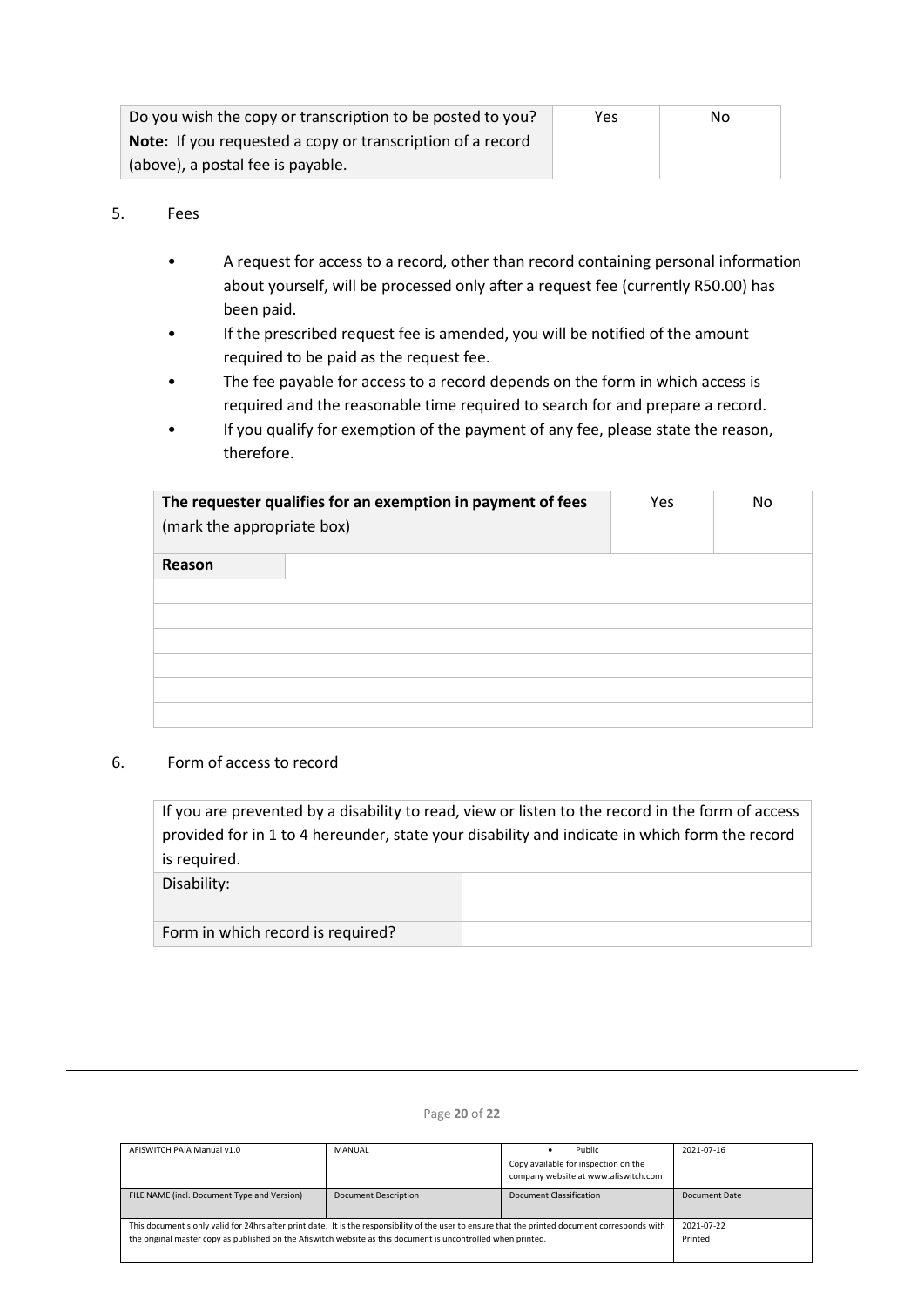| Do you wish the copy or transcription to be posted to you? **Note:** If you requested a copy or transcription of a record (above), a postal fee is payable. | Yes | No |
|---|---|---|

5. Fees

- A request for access to a record, other than record containing personal information about yourself, will be processed only after a request fee (currently R50.00) has been paid.
- If the prescribed request fee is amended, you will be notified of the amount required to be paid as the request fee.
- The fee payable for access to a record depends on the form in which access is required and the reasonable time required to search for and prepare a record.
- If you qualify for exemption of the payment of any fee, please state the reason, therefore.

| **The requester qualifies for an exemption in payment of fees** (mark the appropriate box) | Yes | No |
|---|---|---|
| **Reason** | | |
| | | |
| | | |
| | | |
| | | |
| | | |
| | | |

6. Form of access to record

| If you are prevented by a disability to read, view or listen to the record in the form of access provided for in 1 to 4 hereunder, state your disability and indicate in which form the record is required. | |
|---|---|
| Disability: | |
| Form in which record is required? | |

| AFISWITCH PAIA Manual v1.0 | MANUAL | Public<br>Copy available for inspection on the company website at www.afiswitch.com | 2021-07-16 |
|---|---|---|---|
| FILE NAME (incl. Document Type and Version) | Document Description | Document Classification | Document Date |
| This document s only valid for 24hrs after print date. It is the responsibility of the user to ensure that the printed document corresponds with the original master copy as published on the Afiswitch website as this document is uncontrolled when printed. | | | 2021-07-22<br>Printed |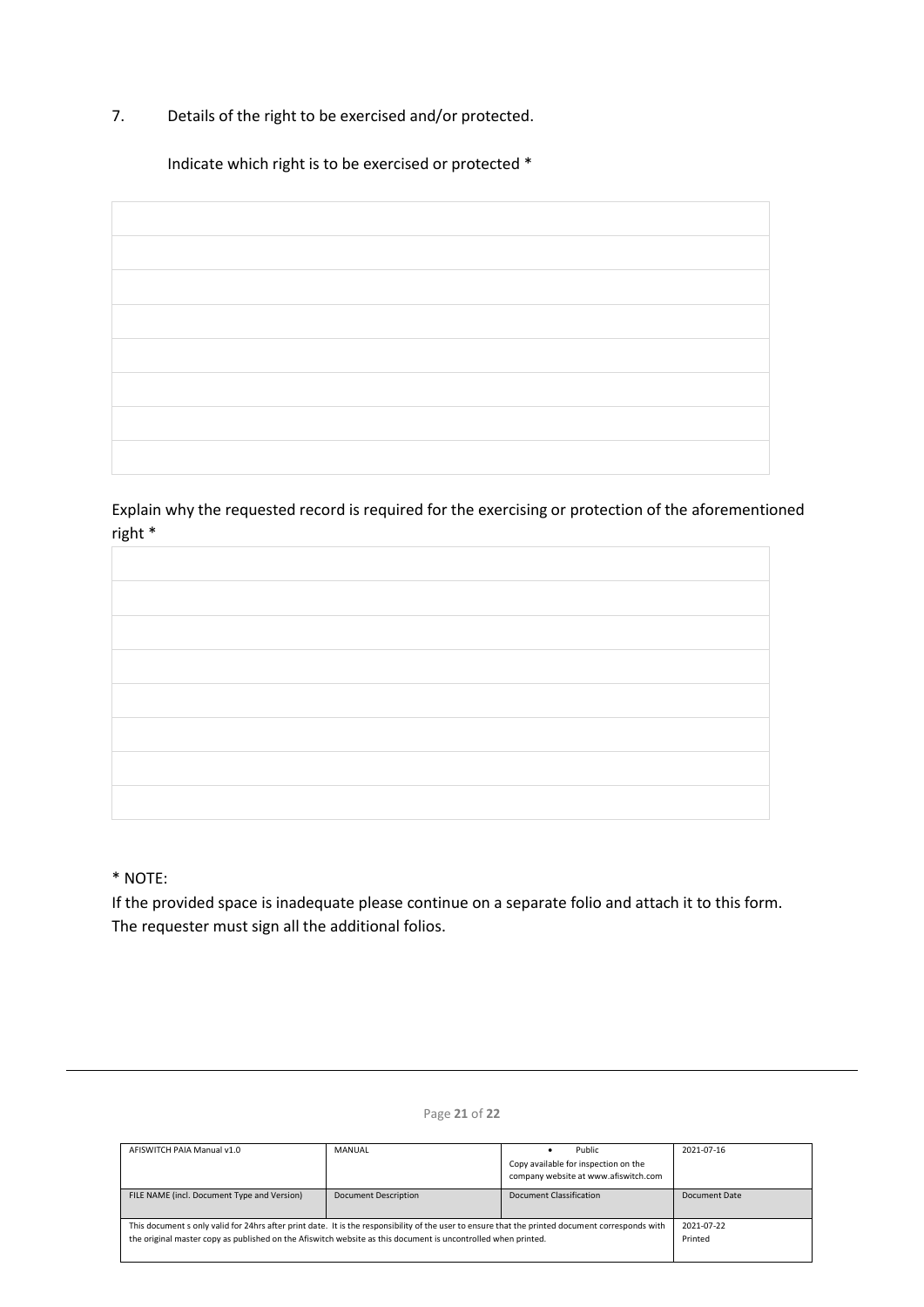7. Details of the right to be exercised and/or protected.

Indicate which right is to be exercised or protected *

| |
|---|
| |
| |
| |
| |
| |
| |
| |

Explain why the requested record is required for the exercising or protection of the aforementioned right *

| |
|---|
| |
| |
| |
| |
| |
| |
| |

* NOTE:

If the provided space is inadequate please continue on a separate folio and attach it to this form. The requester must sign all the additional folios.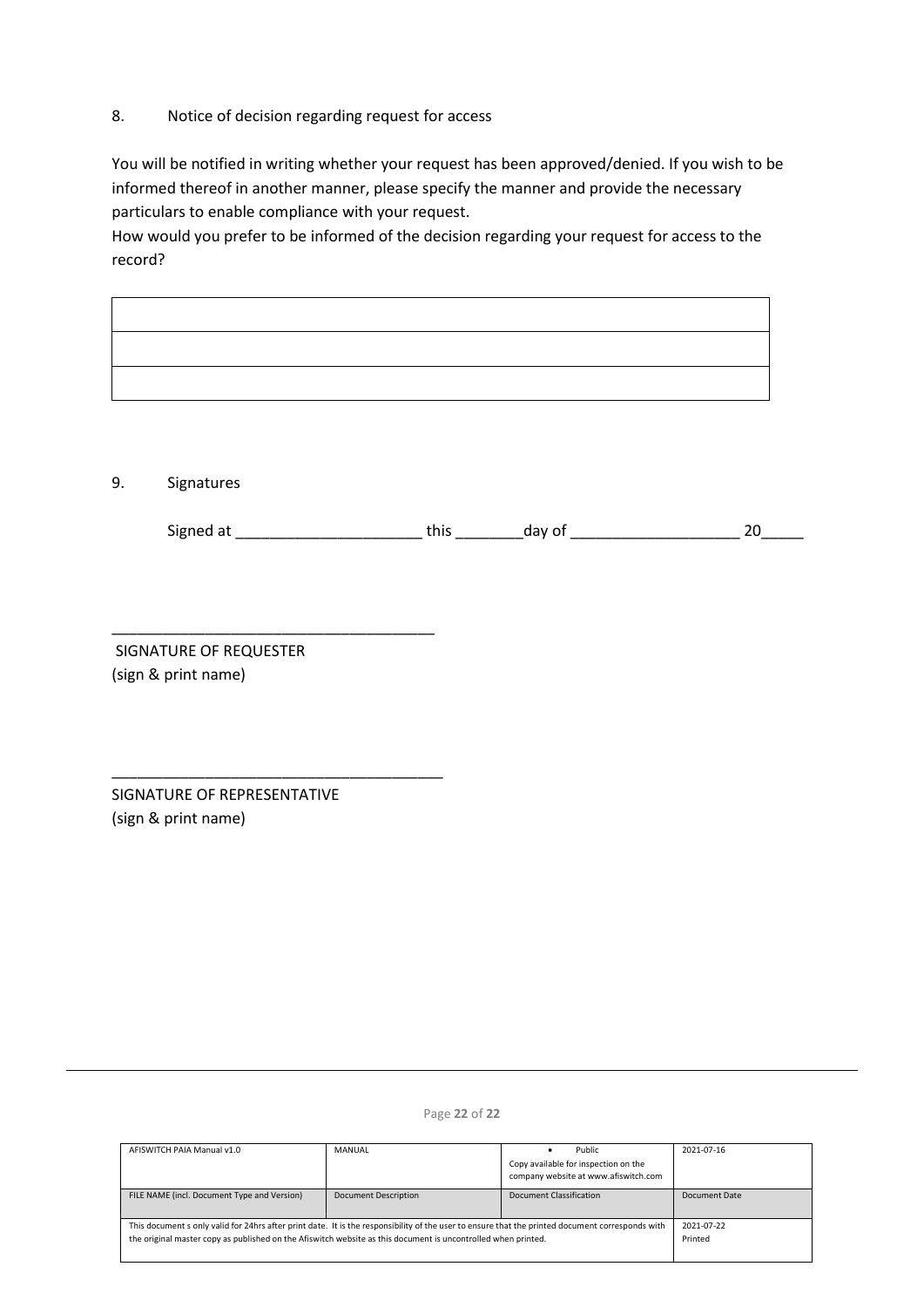8. Notice of decision regarding request for access

You will be notified in writing whether your request has been approved/denied. If you wish to be informed thereof in another manner, please specify the manner and provide the necessary particulars to enable compliance with your request.
How would you prefer to be informed of the decision regarding your request for access to the record?

| |
|---|
| |
| |
| |

9. Signatures

Signed at ______________________ this ________day of ____________________ 20_____

_______________________________________
SIGNATURE OF REQUESTER
(sign & print name)

_______________________________________
SIGNATURE OF REPRESENTATIVE
(sign & print name)

| | | | |
|---|---|---|---|
| AFISWITCH PAIA Manual v1.0 | MANUAL | • Public<br>Copy available for inspection on the company website at www.afiswitch.com | 2021-07-16 |
| FILE NAME (incl. Document Type and Version) | Document Description | Document Classification | Document Date |
| This document s only valid for 24hrs after print date. It is the responsibility of the user to ensure that the printed document corresponds with the original master copy as published on the Afiswitch website as this document is uncontrolled when printed. | | | 2021-07-22<br>Printed |